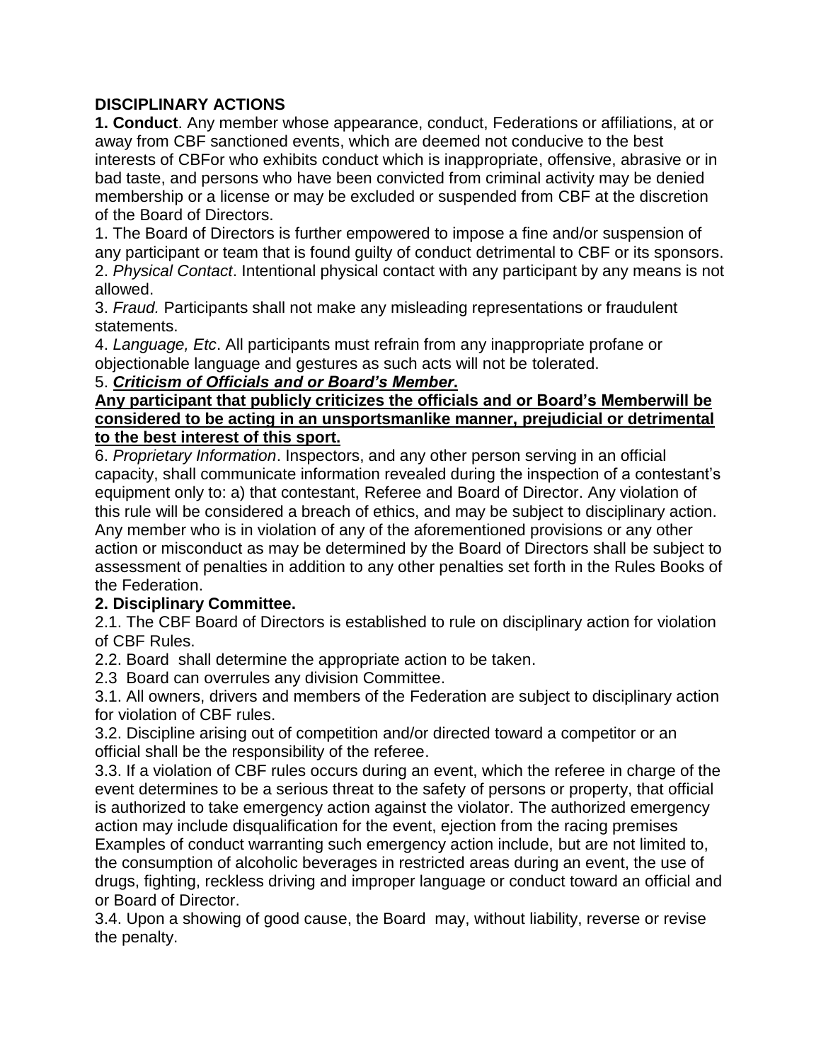**DISCIPLINARY ACTIONS**

**1. Conduct**. Any member whose appearance, conduct, Federations or affiliations, at or away from CBF sanctioned events, which are deemed not conducive to the best interests of CBFor who exhibits conduct which is inappropriate, offensive, abrasive or in bad taste, and persons who have been convicted from criminal activity may be denied membership or a license or may be excluded or suspended from CBF at the discretion of the Board of Directors.

1. The Board of Directors is further empowered to impose a fine and/or suspension of any participant or team that is found guilty of conduct detrimental to CBF or its sponsors.

2. *Physical Contact*. Intentional physical contact with any participant by any means is not allowed.

3. *Fraud.* Participants shall not make any misleading representations or fraudulent statements.

4. *Language, Etc*. All participants must refrain from any inappropriate profane or objectionable language and gestures as such acts will not be tolerated.

5. ***Criticism of Officials and or Board's Member*.**

**Any participant that publicly criticizes the officials and or Board's Memberwill be considered to be acting in an unsportsmanlike manner, prejudicial or detrimental to the best interest of this sport.**

6. *Proprietary Information*. Inspectors, and any other person serving in an official capacity, shall communicate information revealed during the inspection of a contestant's equipment only to: a) that contestant, Referee and Board of Director. Any violation of this rule will be considered a breach of ethics, and may be subject to disciplinary action.

Any member who is in violation of any of the aforementioned provisions or any other action or misconduct as may be determined by the Board of Directors shall be subject to assessment of penalties in addition to any other penalties set forth in the Rules Books of the Federation.

**2. Disciplinary Committee.**

2.1. The CBF Board of Directors is established to rule on disciplinary action for violation of CBF Rules.

2.2. Board shall determine the appropriate action to be taken.

2.3 Board can overrules any division Committee.

3.1. All owners, drivers and members of the Federation are subject to disciplinary action for violation of CBF rules.

3.2. Discipline arising out of competition and/or directed toward a competitor or an official shall be the responsibility of the referee.

3.3. If a violation of CBF rules occurs during an event, which the referee in charge of the event determines to be a serious threat to the safety of persons or property, that official is authorized to take emergency action against the violator. The authorized emergency action may include disqualification for the event, ejection from the racing premises Examples of conduct warranting such emergency action include, but are not limited to, the consumption of alcoholic beverages in restricted areas during an event, the use of drugs, fighting, reckless driving and improper language or conduct toward an official and or Board of Director.

3.4. Upon a showing of good cause, the Board may, without liability, reverse or revise the penalty.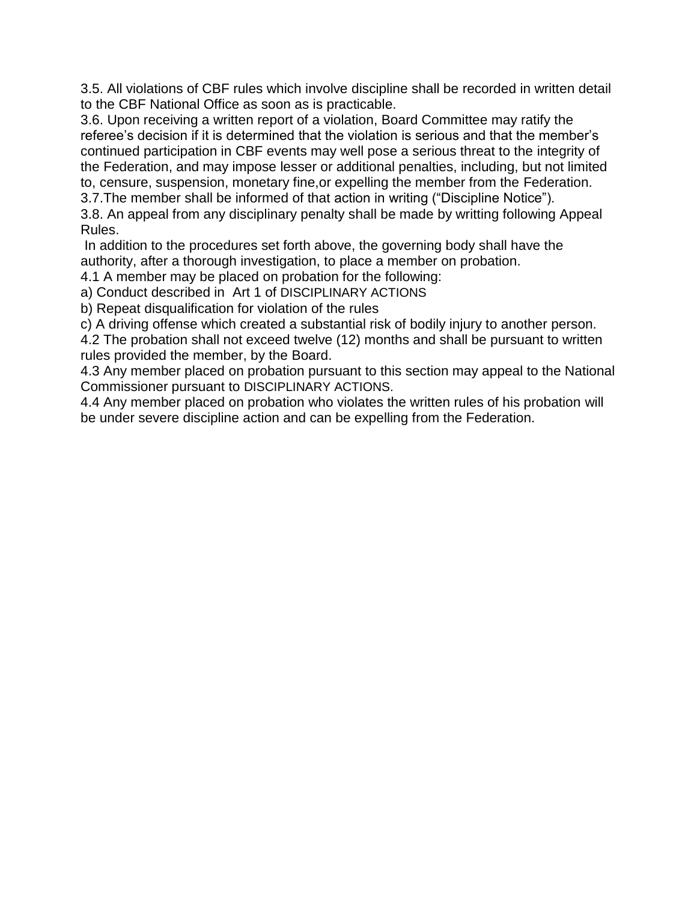3.5. All violations of CBF rules which involve discipline shall be recorded in written detail to the CBF National Office as soon as is practicable.

3.6. Upon receiving a written report of a violation, Board Committee may ratify the referee's decision if it is determined that the violation is serious and that the member's continued participation in CBF events may well pose a serious threat to the integrity of the Federation, and may impose lesser or additional penalties, including, but not limited to, censure, suspension, monetary fine,or expelling the member from the Federation.

3.7.The member shall be informed of that action in writing ("Discipline Notice").

3.8. An appeal from any disciplinary penalty shall be made by writting following Appeal Rules.

In addition to the procedures set forth above, the governing body shall have the authority, after a thorough investigation, to place a member on probation.

4.1 A member may be placed on probation for the following:

a) Conduct described in Art 1 of DISCIPLINARY ACTIONS

b) Repeat disqualification for violation of the rules

c) A driving offense which created a substantial risk of bodily injury to another person.

4.2 The probation shall not exceed twelve (12) months and shall be pursuant to written rules provided the member, by the Board.

4.3 Any member placed on probation pursuant to this section may appeal to the National Commissioner pursuant to DISCIPLINARY ACTIONS.

4.4 Any member placed on probation who violates the written rules of his probation will be under severe discipline action and can be expelling from the Federation.